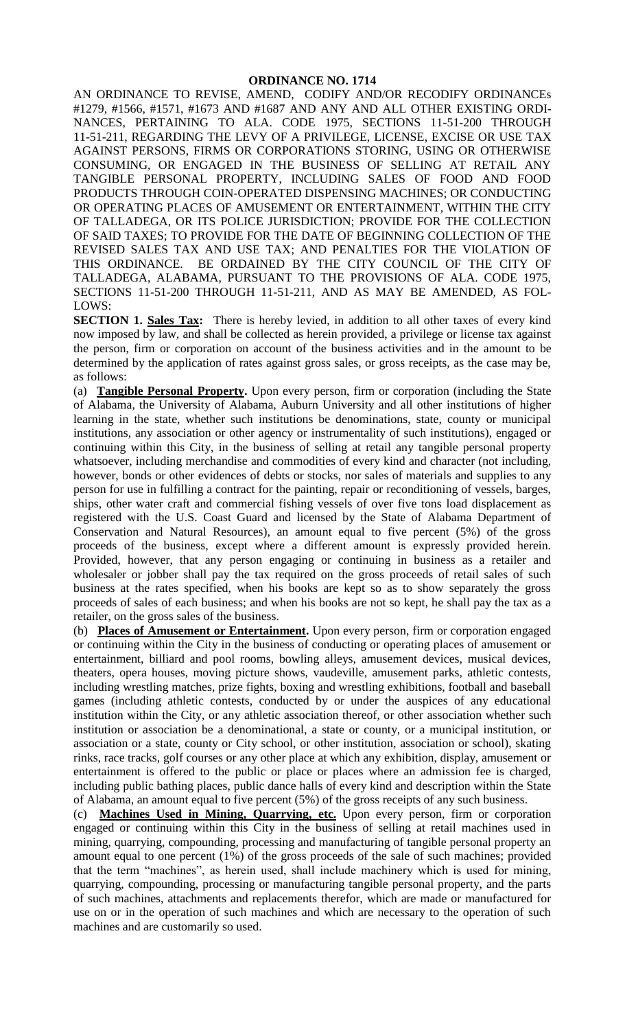# ORDINANCE NO. 1714

AN ORDINANCE TO REVISE, AMEND, CODIFY AND/OR RECODIFY ORDINANCEs #1279, #1566, #1571, #1673 AND #1687 AND ANY AND ALL OTHER EXISTING ORDI-NANCES, PERTAINING TO ALA. CODE 1975, SECTIONS 11-51-200 THROUGH 11-51-211, REGARDING THE LEVY OF A PRIVILEGE, LICENSE, EXCISE OR USE TAX AGAINST PERSONS, FIRMS OR CORPORATIONS STORING, USING OR OTHERWISE CONSUMING, OR ENGAGED IN THE BUSINESS OF SELLING AT RETAIL ANY TANGIBLE PERSONAL PROPERTY, INCLUDING SALES OF FOOD AND FOOD PRODUCTS THROUGH COIN-OPERATED DISPENSING MACHINES; OR CONDUCTING OR OPERATING PLACES OF AMUSEMENT OR ENTERTAINMENT, WITHIN THE CITY OF TALLADEGA, OR ITS POLICE JURISDICTION; PROVIDE FOR THE COLLECTION OF SAID TAXES; TO PROVIDE FOR THE DATE OF BEGINNING COLLECTION OF THE REVISED SALES TAX AND USE TAX; AND PENALTIES FOR THE VIOLATION OF THIS ORDINANCE. BE ORDAINED BY THE CITY COUNCIL OF THE CITY OF TALLADEGA, ALABAMA, PURSUANT TO THE PROVISIONS OF ALA. CODE 1975, SECTIONS 11-51-200 THROUGH 11-51-211, AND AS MAY BE AMENDED, AS FOL-LOWS:

**SECTION 1. Sales Tax:** There is hereby levied, in addition to all other taxes of every kind now imposed by law, and shall be collected as herein provided, a privilege or license tax against the person, firm or corporation on account of the business activities and in the amount to be determined by the application of rates against gross sales, or gross receipts, as the case may be, as follows:

(a) **Tangible Personal Property.** Upon every person, firm or corporation (including the State of Alabama, the University of Alabama, Auburn University and all other institutions of higher learning in the state, whether such institutions be denominations, state, county or municipal institutions, any association or other agency or instrumentality of such institutions), engaged or continuing within this City, in the business of selling at retail any tangible personal property whatsoever, including merchandise and commodities of every kind and character (not including, however, bonds or other evidences of debts or stocks, nor sales of materials and supplies to any person for use in fulfilling a contract for the painting, repair or reconditioning of vessels, barges, ships, other water craft and commercial fishing vessels of over five tons load displacement as registered with the U.S. Coast Guard and licensed by the State of Alabama Department of Conservation and Natural Resources), an amount equal to five percent (5%) of the gross proceeds of the business, except where a different amount is expressly provided herein. Provided, however, that any person engaging or continuing in business as a retailer and wholesaler or jobber shall pay the tax required on the gross proceeds of retail sales of such business at the rates specified, when his books are kept so as to show separately the gross proceeds of sales of each business; and when his books are not so kept, he shall pay the tax as a retailer, on the gross sales of the business.

(b) **Places of Amusement or Entertainment.** Upon every person, firm or corporation engaged or continuing within the City in the business of conducting or operating places of amusement or entertainment, billiard and pool rooms, bowling alleys, amusement devices, musical devices, theaters, opera houses, moving picture shows, vaudeville, amusement parks, athletic contests, including wrestling matches, prize fights, boxing and wrestling exhibitions, football and baseball games (including athletic contests, conducted by or under the auspices of any educational institution within the City, or any athletic association thereof, or other association whether such institution or association be a denominational, a state or county, or a municipal institution, or association or a state, county or City school, or other institution, association or school), skating rinks, race tracks, golf courses or any other place at which any exhibition, display, amusement or entertainment is offered to the public or place or places where an admission fee is charged, including public bathing places, public dance halls of every kind and description within the State of Alabama, an amount equal to five percent (5%) of the gross receipts of any such business.

(c) **Machines Used in Mining, Quarrying, etc.** Upon every person, firm or corporation engaged or continuing within this City in the business of selling at retail machines used in mining, quarrying, compounding, processing and manufacturing of tangible personal property an amount equal to one percent (1%) of the gross proceeds of the sale of such machines; provided that the term "machines", as herein used, shall include machinery which is used for mining, quarrying, compounding, processing or manufacturing tangible personal property, and the parts of such machines, attachments and replacements therefor, which are made or manufactured for use on or in the operation of such machines and which are necessary to the operation of such machines and are customarily so used.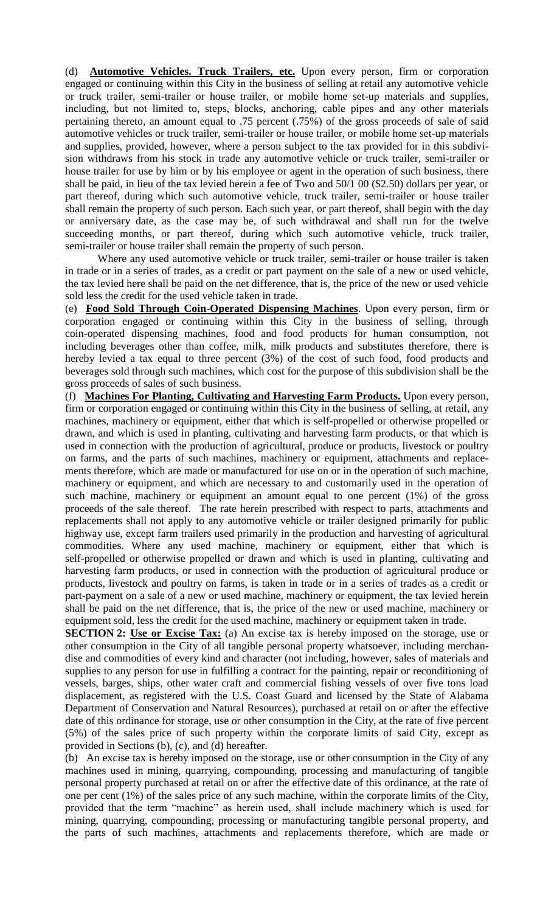(d) **Automotive Vehicles. Truck Trailers, etc.** Upon every person, firm or corporation engaged or continuing within this City in the business of selling at retail any automotive vehicle or truck trailer, semi-trailer or house trailer, or mobile home set-up materials and supplies, including, but not limited to, steps, blocks, anchoring, cable pipes and any other materials pertaining thereto, an amount equal to .75 percent (.75%) of the gross proceeds of sale of said automotive vehicles or truck trailer, semi-trailer or house trailer, or mobile home set-up materials and supplies, provided, however, where a person subject to the tax provided for in this subdivision withdraws from his stock in trade any automotive vehicle or truck trailer, semi-trailer or house trailer for use by him or by his employee or agent in the operation of such business, there shall be paid, in lieu of the tax levied herein a fee of Two and 50/1 00 ($2.50) dollars per year, or part thereof, during which such automotive vehicle, truck trailer, semi-trailer or house trailer shall remain the property of such person. Each such year, or part thereof, shall begin with the day or anniversary date, as the case may be, of such withdrawal and shall run for the twelve succeeding months, or part thereof, during which such automotive vehicle, truck trailer, semi-trailer or house trailer shall remain the property of such person.

Where any used automotive vehicle or truck trailer, semi-trailer or house trailer is taken in trade or in a series of trades, as a credit or part payment on the sale of a new or used vehicle, the tax levied here shall be paid on the net difference, that is, the price of the new or used vehicle sold less the credit for the used vehicle taken in trade.

(e) **Food Sold Through Coin-Operated Dispensing Machines**. Upon every person, firm or corporation engaged or continuing within this City in the business of selling, through coin-operated dispensing machines, food and food products for human consumption, not including beverages other than coffee, milk, milk products and substitutes therefore, there is hereby levied a tax equal to three percent (3%) of the cost of such food, food products and beverages sold through such machines, which cost for the purpose of this subdivision shall be the gross proceeds of sales of such business.

(f) **Machines For Planting, Cultivating and Harvesting Farm Products.** Upon every person, firm or corporation engaged or continuing within this City in the business of selling, at retail, any machines, machinery or equipment, either that which is self-propelled or otherwise propelled or drawn, and which is used in planting, cultivating and harvesting farm products, or that which is used in connection with the production of agricultural, produce or products, livestock or poultry on farms, and the parts of such machines, machinery or equipment, attachments and replacements therefore, which are made or manufactured for use on or in the operation of such machine, machinery or equipment, and which are necessary to and customarily used in the operation of such machine, machinery or equipment an amount equal to one percent (1%) of the gross proceeds of the sale thereof. The rate herein prescribed with respect to parts, attachments and replacements shall not apply to any automotive vehicle or trailer designed primarily for public highway use, except farm trailers used primarily in the production and harvesting of agricultural commodities. Where any used machine, machinery or equipment, either that which is self-propelled or otherwise propelled or drawn and which is used in planting, cultivating and harvesting farm products, or used in connection with the production of agricultural produce or products, livestock and poultry on farms, is taken in trade or in a series of trades as a credit or part-payment on a sale of a new or used machine, machinery or equipment, the tax levied herein shall be paid on the net difference, that is, the price of the new or used machine, machinery or equipment sold, less the credit for the used machine, machinery or equipment taken in trade.

**SECTION 2: Use or Excise Tax:** (a) An excise tax is hereby imposed on the storage, use or other consumption in the City of all tangible personal property whatsoever, including merchandise and commodities of every kind and character (not including, however, sales of materials and supplies to any person for use in fulfilling a contract for the painting, repair or reconditioning of vessels, barges, ships, other water craft and commercial fishing vessels of over five tons load displacement, as registered with the U.S. Coast Guard and licensed by the State of Alabama Department of Conservation and Natural Resources), purchased at retail on or after the effective date of this ordinance for storage, use or other consumption in the City, at the rate of five percent (5%) of the sales price of such property within the corporate limits of said City, except as provided in Sections (b), (c), and (d) hereafter.

(b) An excise tax is hereby imposed on the storage, use or other consumption in the City of any machines used in mining, quarrying, compounding, processing and manufacturing of tangible personal property purchased at retail on or after the effective date of this ordinance, at the rate of one per cent (1%) of the sales price of any such machine, within the corporate limits of the City, provided that the term "machine" as herein used, shall include machinery which is used for mining, quarrying, compounding, processing or manufacturing tangible personal property, and the parts of such machines, attachments and replacements therefore, which are made or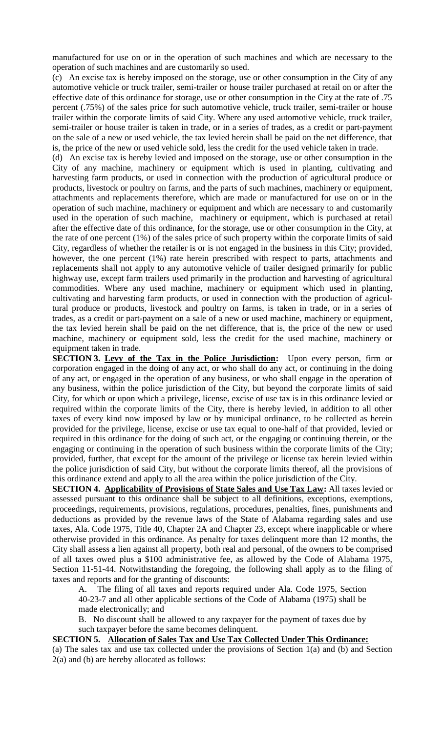manufactured for use on or in the operation of such machines and which are necessary to the operation of such machines and are customarily so used.

(c) An excise tax is hereby imposed on the storage, use or other consumption in the City of any automotive vehicle or truck trailer, semi-trailer or house trailer purchased at retail on or after the effective date of this ordinance for storage, use or other consumption in the City at the rate of .75 percent (.75%) of the sales price for such automotive vehicle, truck trailer, semi-trailer or house trailer within the corporate limits of said City. Where any used automotive vehicle, truck trailer, semi-trailer or house trailer is taken in trade, or in a series of trades, as a credit or part-payment on the sale of a new or used vehicle, the tax levied herein shall be paid on the net difference, that is, the price of the new or used vehicle sold, less the credit for the used vehicle taken in trade.

(d) An excise tax is hereby levied and imposed on the storage, use or other consumption in the City of any machine, machinery or equipment which is used in planting, cultivating and harvesting farm products, or used in connection with the production of agricultural produce or products, livestock or poultry on farms, and the parts of such machines, machinery or equipment, attachments and replacements therefore, which are made or manufactured for use on or in the operation of such machine, machinery or equipment and which are necessary to and customarily used in the operation of such machine, machinery or equipment, which is purchased at retail after the effective date of this ordinance, for the storage, use or other consumption in the City, at the rate of one percent (1%) of the sales price of such property within the corporate limits of said City, regardless of whether the retailer is or is not engaged in the business in this City; provided, however, the one percent (1%) rate herein prescribed with respect to parts, attachments and replacements shall not apply to any automotive vehicle of trailer designed primarily for public highway use, except farm trailers used primarily in the production and harvesting of agricultural commodities. Where any used machine, machinery or equipment which used in planting, cultivating and harvesting farm products, or used in connection with the production of agricultural produce or products, livestock and poultry on farms, is taken in trade, or in a series of trades, as a credit or part-payment on a sale of a new or used machine, machinery or equipment, the tax levied herein shall be paid on the net difference, that is, the price of the new or used machine, machinery or equipment sold, less the credit for the used machine, machinery or equipment taken in trade.

**SECTION 3. Levy of the Tax in the Police Jurisdiction:** Upon every person, firm or corporation engaged in the doing of any act, or who shall do any act, or continuing in the doing of any act, or engaged in the operation of any business, or who shall engage in the operation of any business, within the police jurisdiction of the City, but beyond the corporate limits of said City, for which or upon which a privilege, license, excise of use tax is in this ordinance levied or required within the corporate limits of the City, there is hereby levied, in addition to all other taxes of every kind now imposed by law or by municipal ordinance, to be collected as herein provided for the privilege, license, excise or use tax equal to one-half of that provided, levied or required in this ordinance for the doing of such act, or the engaging or continuing therein, or the engaging or continuing in the operation of such business within the corporate limits of the City; provided, further, that except for the amount of the privilege or license tax herein levied within the police jurisdiction of said City, but without the corporate limits thereof, all the provisions of this ordinance extend and apply to all the area within the police jurisdiction of the City.

**SECTION 4. Applicability of Provisions of State Sales and Use Tax Law:** All taxes levied or assessed pursuant to this ordinance shall be subject to all definitions, exceptions, exemptions, proceedings, requirements, provisions, regulations, procedures, penalties, fines, punishments and deductions as provided by the revenue laws of the State of Alabama regarding sales and use taxes, Ala. Code 1975, Title 40, Chapter 2A and Chapter 23, except where inapplicable or where otherwise provided in this ordinance. As penalty for taxes delinquent more than 12 months, the City shall assess a lien against all property, both real and personal, of the owners to be comprised of all taxes owed plus a $100 administrative fee, as allowed by the Code of Alabama 1975, Section 11-51-44. Notwithstanding the foregoing, the following shall apply as to the filing of taxes and reports and for the granting of discounts:

A. The filing of all taxes and reports required under Ala. Code 1975, Section 40-23-7 and all other applicable sections of the Code of Alabama (1975) shall be made electronically; and

B. No discount shall be allowed to any taxpayer for the payment of taxes due by such taxpayer before the same becomes delinquent.

**SECTION 5. Allocation of Sales Tax and Use Tax Collected Under This Ordinance:**

(a) The sales tax and use tax collected under the provisions of Section 1(a) and (b) and Section 2(a) and (b) are hereby allocated as follows: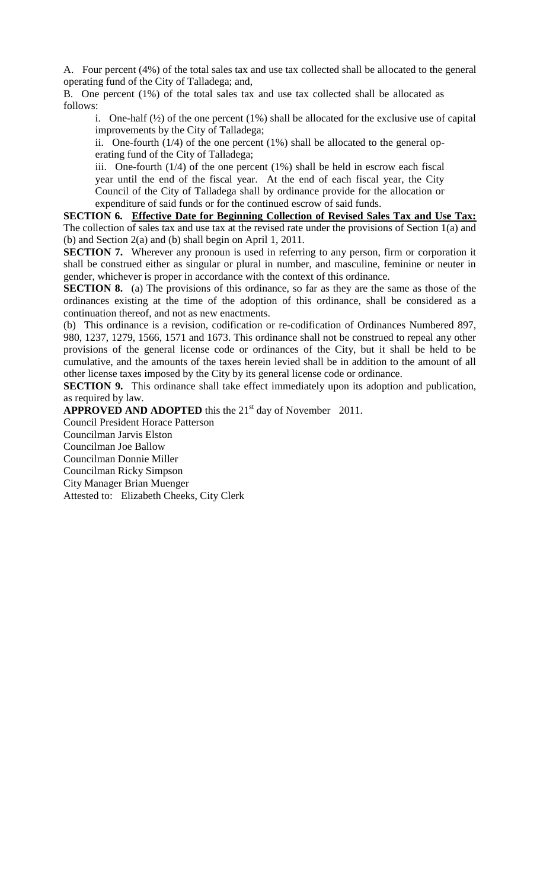A. Four percent (4%) of the total sales tax and use tax collected shall be allocated to the general operating fund of the City of Talladega; and,

B. One percent (1%) of the total sales tax and use tax collected shall be allocated as follows:

i. One-half (½) of the one percent (1%) shall be allocated for the exclusive use of capital improvements by the City of Talladega;

ii. One-fourth (1/4) of the one percent (1%) shall be allocated to the general operating fund of the City of Talladega;

iii. One-fourth (1/4) of the one percent (1%) shall be held in escrow each fiscal year until the end of the fiscal year. At the end of each fiscal year, the City Council of the City of Talladega shall by ordinance provide for the allocation or expenditure of said funds or for the continued escrow of said funds.

**SECTION 6. Effective Date for Beginning Collection of Revised Sales Tax and Use Tax:** The collection of sales tax and use tax at the revised rate under the provisions of Section 1(a) and (b) and Section 2(a) and (b) shall begin on April 1, 2011.

**SECTION 7.** Wherever any pronoun is used in referring to any person, firm or corporation it shall be construed either as singular or plural in number, and masculine, feminine or neuter in gender, whichever is proper in accordance with the context of this ordinance.

**SECTION 8.** (a) The provisions of this ordinance, so far as they are the same as those of the ordinances existing at the time of the adoption of this ordinance, shall be considered as a continuation thereof, and not as new enactments.

(b) This ordinance is a revision, codification or re-codification of Ordinances Numbered 897, 980, 1237, 1279, 1566, 1571 and 1673. This ordinance shall not be construed to repeal any other provisions of the general license code or ordinances of the City, but it shall be held to be cumulative, and the amounts of the taxes herein levied shall be in addition to the amount of all other license taxes imposed by the City by its general license code or ordinance.

**SECTION 9.** This ordinance shall take effect immediately upon its adoption and publication, as required by law.

**APPROVED AND ADOPTED** this the 21st day of November 2011.

Council President Horace Patterson

Councilman Jarvis Elston

Councilman Joe Ballow

Councilman Donnie Miller

Councilman Ricky Simpson

City Manager Brian Muenger

Attested to: Elizabeth Cheeks, City Clerk